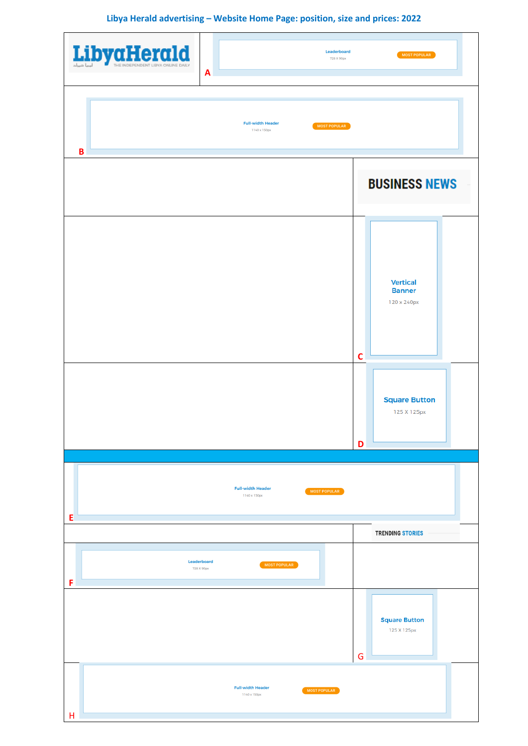# Libya Herald advertising – Website Home Page: position, size and prices: 2022

LibyaHerald
THE INDEPENDENT LIBYA ONLINE DAILY

**A**
Leaderboard
728 X 90px
MOST POPULAR

**B**
Full-width Header
1140 x 150px
MOST POPULAR

BUSINESS NEWS

**C**
Vertical Banner
120 x 240px

**D**
Square Button
125 X 125px

**E**
Full-width Header
1140 x 150px
MOST POPULAR

TRENDING STORIES

**F**
Leaderboard
728 X 90px
MOST POPULAR

**G**
Square Button
125 X 125px

**H**
Full-width Header
1140 x 150px
MOST POPULAR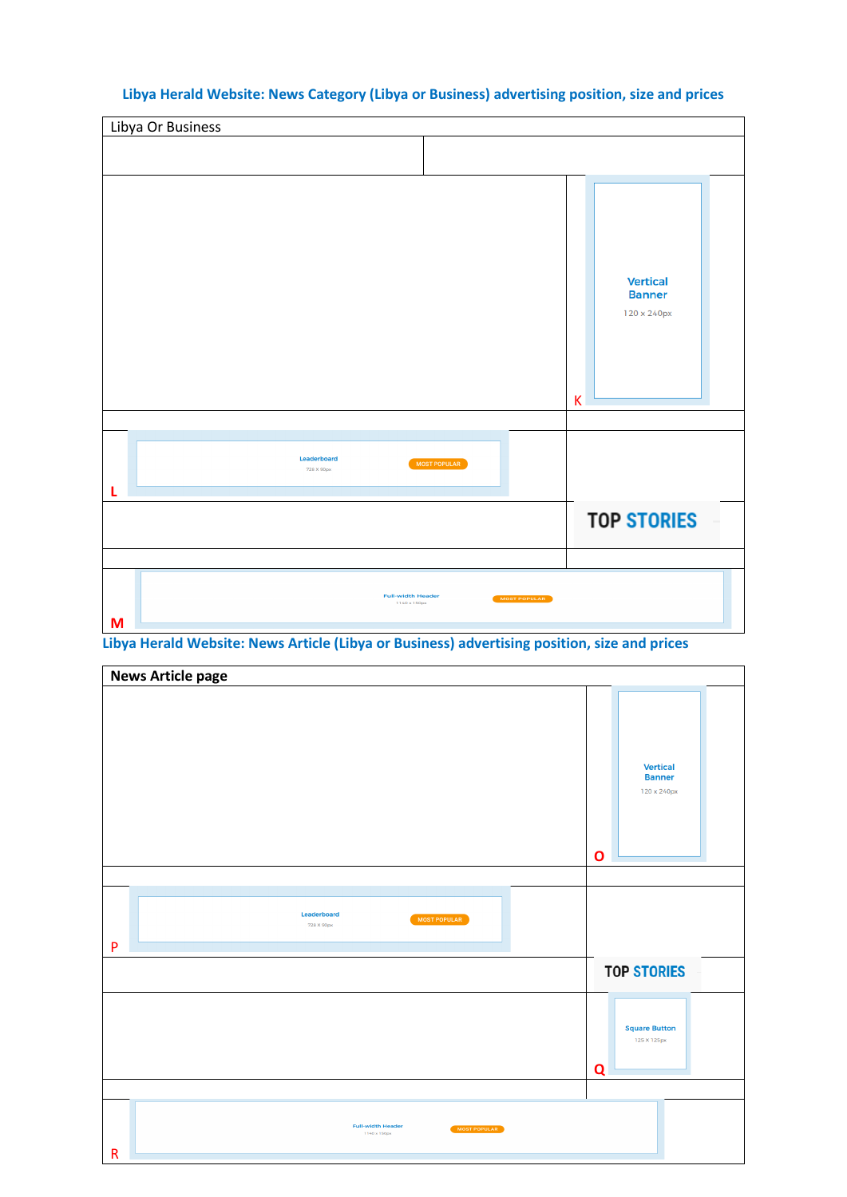## Libya Herald Website: News Category (Libya or Business) advertising position, size and prices

Libya Or Business

Vertical Banner

120 x 240px

K

Leaderboard

728 X 90px

MOST POPULAR

L

TOP STORIES

Full-width Header

1140 x 150px

MOST POPULAR

M

## Libya Herald Website: News Article (Libya or Business) advertising position, size and prices

**News Article page**

Vertical Banner

120 x 240px

O

Leaderboard

728 X 90px

MOST POPULAR

P

TOP STORIES

Square Button

125 X 125px

Q

Full-width Header

1140 x 150px

MOST POPULAR

R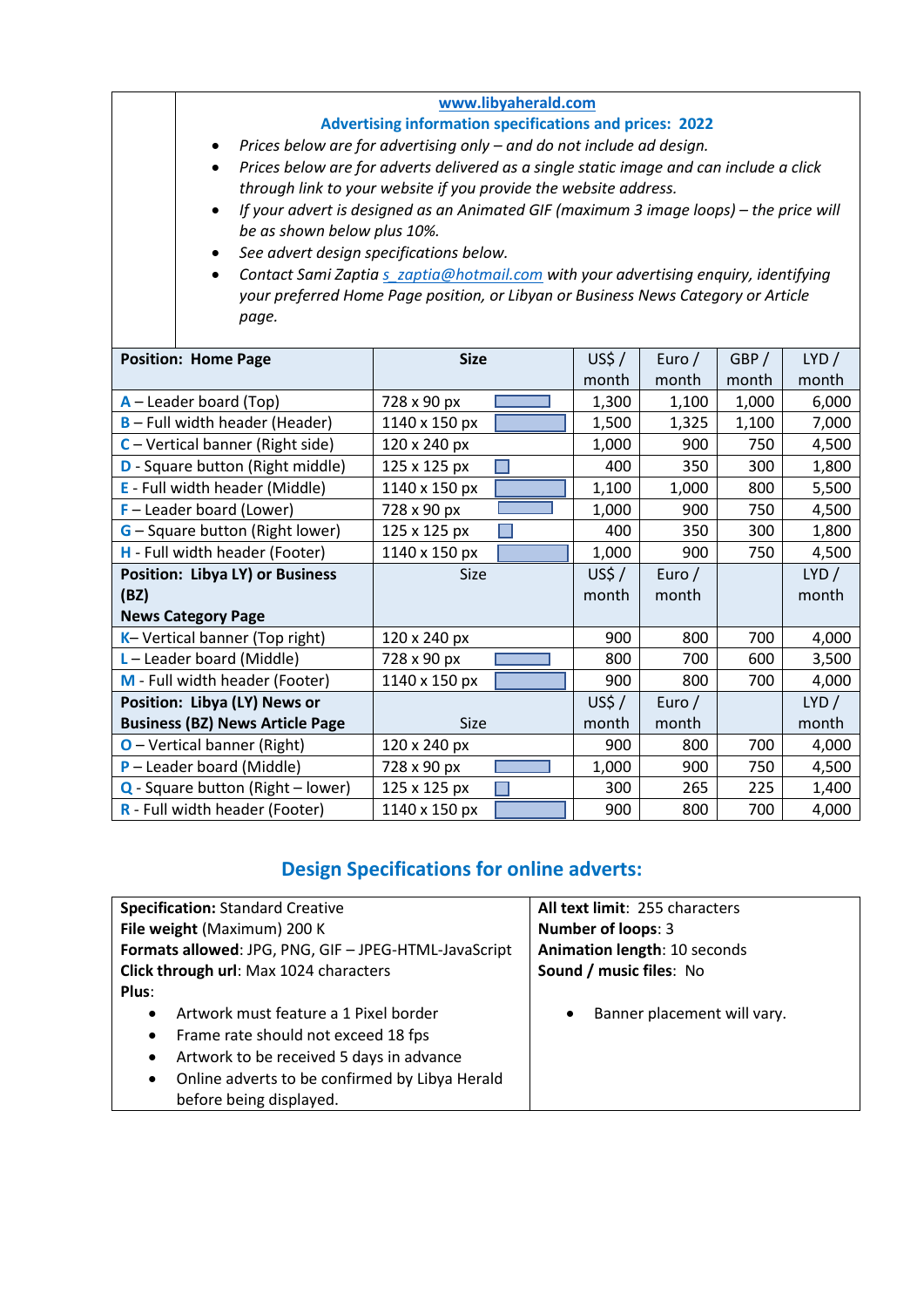**www.libyaherald.com**

**Advertising information specifications and prices: 2022**

- *Prices below are for advertising only – and do not include ad design.*
- *Prices below are for adverts delivered as a single static image and can include a click through link to your website if you provide the website address.*
- *If your advert is designed as an Animated GIF (maximum 3 image loops) – the price will be as shown below plus 10%.*
- *See advert design specifications below.*
- *Contact Sami Zaptia s_zaptia@hotmail.com with your advertising enquiry, identifying your preferred Home Page position, or Libyan or Business News Category or Article page.*

| Position: Home Page | Size | US$ / month | Euro / month | GBP / month | LYD / month |
|---|---|---|---|---|---|
| A – Leader board (Top) | 728 x 90 px | 1,300 | 1,100 | 1,000 | 6,000 |
| B – Full width header (Header) | 1140 x 150 px | 1,500 | 1,325 | 1,100 | 7,000 |
| C – Vertical banner (Right side) | 120 x 240 px | 1,000 | 900 | 750 | 4,500 |
| D - Square button (Right middle) | 125 x 125 px | 400 | 350 | 300 | 1,800 |
| E - Full width header (Middle) | 1140 x 150 px | 1,100 | 1,000 | 800 | 5,500 |
| F – Leader board (Lower) | 728 x 90 px | 1,000 | 900 | 750 | 4,500 |
| G – Square button (Right lower) | 125 x 125 px | 400 | 350 | 300 | 1,800 |
| H - Full width header (Footer) | 1140 x 150 px | 1,000 | 900 | 750 | 4,500 |
| **Position: Libya LY) or Business (BZ) News Category Page** | Size | US$ / month | Euro / month | | LYD / month |
| K– Vertical banner (Top right) | 120 x 240 px | 900 | 800 | 700 | 4,000 |
| L – Leader board (Middle) | 728 x 90 px | 800 | 700 | 600 | 3,500 |
| M - Full width header (Footer) | 1140 x 150 px | 900 | 800 | 700 | 4,000 |
| **Position: Libya (LY) News or Business (BZ) News Article Page** | Size | US$ / month | Euro / month | | LYD / month |
| O – Vertical banner (Right) | 120 x 240 px | 900 | 800 | 700 | 4,000 |
| P – Leader board (Middle) | 728 x 90 px | 1,000 | 900 | 750 | 4,500 |
| Q - Square button (Right – lower) | 125 x 125 px | 300 | 265 | 225 | 1,400 |
| R - Full width header (Footer) | 1140 x 150 px | 900 | 800 | 700 | 4,000 |

## Design Specifications for online adverts:

**Specification:** Standard Creative
**File weight** (Maximum) 200 K
**Formats allowed**: JPG, PNG, GIF – JPEG-HTML-JavaScript
**Click through url**: Max 1024 characters
**Plus**:

- Artwork must feature a 1 Pixel border
- Frame rate should not exceed 18 fps
- Artwork to be received 5 days in advance
- Online adverts to be confirmed by Libya Herald before being displayed.

**All text limit**: 255 characters
**Number of loops**: 3
**Animation length**: 10 seconds
**Sound / music files**: No

- Banner placement will vary.